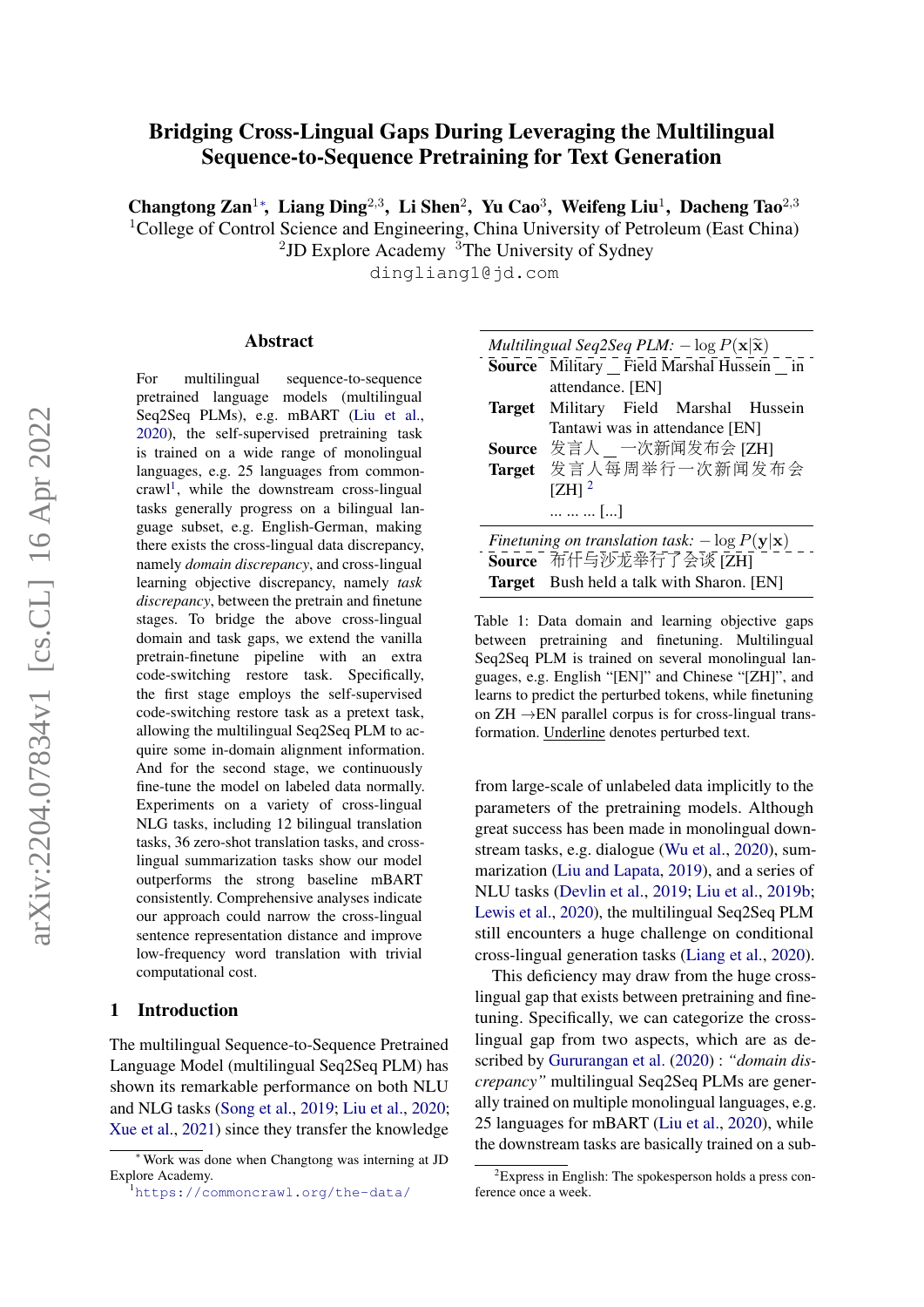# Bridging Cross-Lingual Gaps During Leveraging the Multilingual Sequence-to-Sequence Pretraining for Text Generation

**Changtong Zan**[1*], **Liang Ding**[2,3], **Li Shen**[2], **Yu Cao**[3], **Weifeng Liu**[1], **Dacheng Tao**[2,3]

[1]College of Control Science and Engineering, China University of Petroleum (East China)
[2]JD Explore Academy [3]The University of Sydney

dingliang1@jd.com

## Abstract

For multilingual sequence-to-sequence pretrained language models (multilingual Seq2Seq PLMs), e.g. mBART (Liu et al., 2020), the self-supervised pretraining task is trained on a wide range of monolingual languages, e.g. 25 languages from commoncrawl[1], while the downstream cross-lingual tasks generally progress on a bilingual language subset, e.g. English-German, making there exists the cross-lingual data discrepancy, namely *domain discrepancy*, and cross-lingual learning objective discrepancy, namely *task discrepancy*, between the pretrain and finetune stages. To bridge the above cross-lingual domain and task gaps, we extend the vanilla pretrain-finetune pipeline with an extra code-switching restore task. Specifically, the first stage employs the self-supervised code-switching restore task as a pretext task, allowing the multilingual Seq2Seq PLM to acquire some in-domain alignment information. And for the second stage, we continuously fine-tune the model on labeled data normally. Experiments on a variety of cross-lingual NLG tasks, including 12 bilingual translation tasks, 36 zero-shot translation tasks, and cross-lingual summarization tasks show our model outperforms the strong baseline mBART consistently. Comprehensive analyses indicate our approach could narrow the cross-lingual sentence representation distance and improve low-frequency word translation with trivial computational cost.

## 1 Introduction

The multilingual Sequence-to-Sequence Pretrained Language Model (multilingual Seq2Seq PLM) has shown its remarkable performance on both NLU and NLG tasks (Song et al., 2019; Liu et al., 2020; Xue et al., 2021) since they transfer the knowledge from large-scale of unlabeled data implicitly to the parameters of the pretraining models. Although great success has been made in monolingual downstream tasks, e.g. dialogue (Wu et al., 2020), summarization (Liu and Lapata, 2019), and a series of NLU tasks (Devlin et al., 2019; Liu et al., 2019b; Lewis et al., 2020), the multilingual Seq2Seq PLM still encounters a huge challenge on conditional cross-lingual generation tasks (Liang et al., 2020).

This deficiency may draw from the huge cross-lingual gap that exists between pretraining and finetuning. Specifically, we can categorize the cross-lingual gap from two aspects, which are as described by Gururangan et al. (2020) : *"domain discrepancy"* multilingual Seq2Seq PLMs are generally trained on multiple monolingual languages, e.g. 25 languages for mBART (Liu et al., 2020), while the downstream tasks are basically trained on a sub-

| *Multilingual Seq2Seq PLM:* $-\log P(\mathbf{x}\vert\tilde{\mathbf{x}})$ | |
|---|---|
| **Source** | Military _ Field Marshal Hussein _ in attendance. [EN] |
| **Target** | Military Field Marshal Hussein Tantawi was in attendance [EN] |
| **Source** | 发言人 _ 一次新闻发布会 [ZH] |
| **Target** | 发言人每周举行一次新闻发布会 [ZH] [2] |
| | ... ... ... [...] |
| *Finetuning on translation task:* $-\log P(\mathbf{y}\vert\mathbf{x})$ | |
| **Source** | 布什与沙龙举行了会谈 [ZH] |
| **Target** | Bush held a talk with Sharon. [EN] |

Table 1: Data domain and learning objective gaps between pretraining and finetuning. Multilingual Seq2Seq PLM is trained on several monolingual languages, e.g. English "[EN]" and Chinese "[ZH]", and learns to predict the perturbed tokens, while finetuning on ZH →EN parallel corpus is for cross-lingual transformation. Underline denotes perturbed text.

---

[*] Work was done when Changtong was interning at JD Explore Academy.

[1] https://commoncrawl.org/the-data/

[2] Express in English: The spokesperson holds a press conference once a week.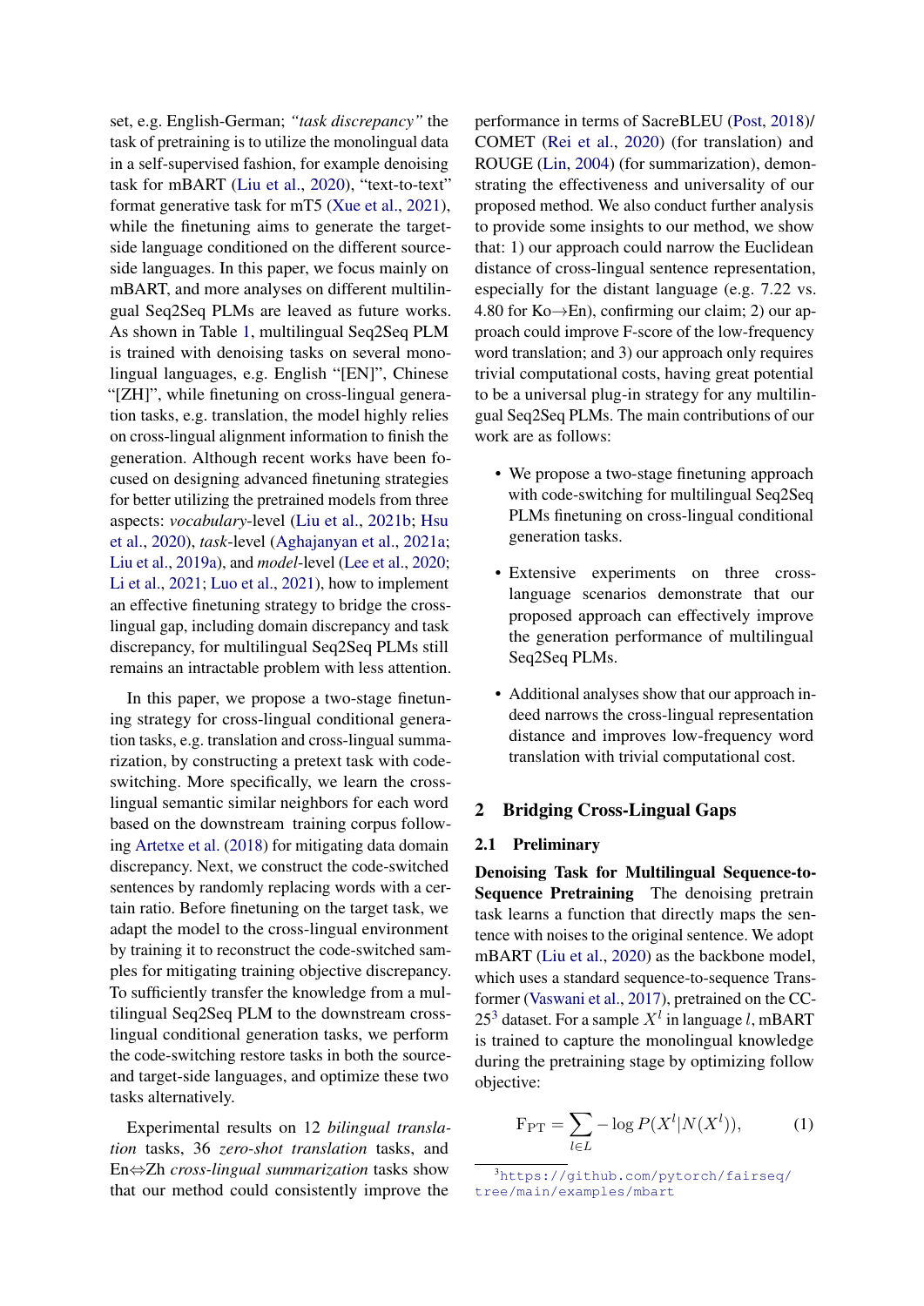set, e.g. English-German; *"task discrepancy"* the task of pretraining is to utilize the monolingual data in a self-supervised fashion, for example denoising task for mBART (Liu et al., 2020), "text-to-text" format generative task for mT5 (Xue et al., 2021), while the finetuning aims to generate the target-side language conditioned on the different source-side languages. In this paper, we focus mainly on mBART, and more analyses on different multilingual Seq2Seq PLMs are leaved as future works. As shown in Table 1, multilingual Seq2Seq PLM is trained with denoising tasks on several monolingual languages, e.g. English "[EN]", Chinese "[ZH]", while finetuning on cross-lingual generation tasks, e.g. translation, the model highly relies on cross-lingual alignment information to finish the generation. Although recent works have been focused on designing advanced finetuning strategies for better utilizing the pretrained models from three aspects: *vocabulary*-level (Liu et al., 2021b; Hsu et al., 2020), *task*-level (Aghajanyan et al., 2021a; Liu et al., 2019a), and *model*-level (Lee et al., 2020; Li et al., 2021; Luo et al., 2021), how to implement an effective finetuning strategy to bridge the cross-lingual gap, including domain discrepancy and task discrepancy, for multilingual Seq2Seq PLMs still remains an intractable problem with less attention.

In this paper, we propose a two-stage finetuning strategy for cross-lingual conditional generation tasks, e.g. translation and cross-lingual summarization, by constructing a pretext task with code-switching. More specifically, we learn the cross-lingual semantic similar neighbors for each word based on the downstream training corpus following Artetxe et al. (2018) for mitigating data domain discrepancy. Next, we construct the code-switched sentences by randomly replacing words with a certain ratio. Before finetuning on the target task, we adapt the model to the cross-lingual environment by training it to reconstruct the code-switched samples for mitigating training objective discrepancy. To sufficiently transfer the knowledge from a multilingual Seq2Seq PLM to the downstream cross-lingual conditional generation tasks, we perform the code-switching restore tasks in both the source- and target-side languages, and optimize these two tasks alternatively.

Experimental results on 12 *bilingual translation* tasks, 36 *zero-shot translation* tasks, and En⇔Zh *cross-lingual summarization* tasks show that our method could consistently improve the performance in terms of SacreBLEU (Post, 2018)/ COMET (Rei et al., 2020) (for translation) and ROUGE (Lin, 2004) (for summarization), demonstrating the effectiveness and universality of our proposed method. We also conduct further analysis to provide some insights to our method, we show that: 1) our approach could narrow the Euclidean distance of cross-lingual sentence representation, especially for the distant language (e.g. 7.22 vs. 4.80 for Ko→En), confirming our claim; 2) our approach could improve F-score of the low-frequency word translation; and 3) our approach only requires trivial computational costs, having great potential to be a universal plug-in strategy for any multilingual Seq2Seq PLMs. The main contributions of our work are as follows:

- We propose a two-stage finetuning approach with code-switching for multilingual Seq2Seq PLMs finetuning on cross-lingual conditional generation tasks.
- Extensive experiments on three cross-language scenarios demonstrate that our proposed approach can effectively improve the generation performance of multilingual Seq2Seq PLMs.
- Additional analyses show that our approach indeed narrows the cross-lingual representation distance and improves low-frequency word translation with trivial computational cost.

## 2 Bridging Cross-Lingual Gaps

### 2.1 Preliminary

**Denoising Task for Multilingual Sequence-to-Sequence Pretraining** The denoising pretrain task learns a function that directly maps the sentence with noises to the original sentence. We adopt mBART (Liu et al., 2020) as the backbone model, which uses a standard sequence-to-sequence Transformer (Vaswani et al., 2017), pretrained on the CC-25[3] dataset. For a sample $X^l$ in language $l$, mBART is trained to capture the monolingual knowledge during the pretraining stage by optimizing follow objective:

$$\mathrm{F}_{\mathrm{PT}} = \sum_{l \in L} -\log P(X^l | N(X^l)), \tag{1}$$

[3] https://github.com/pytorch/fairseq/tree/main/examples/mbart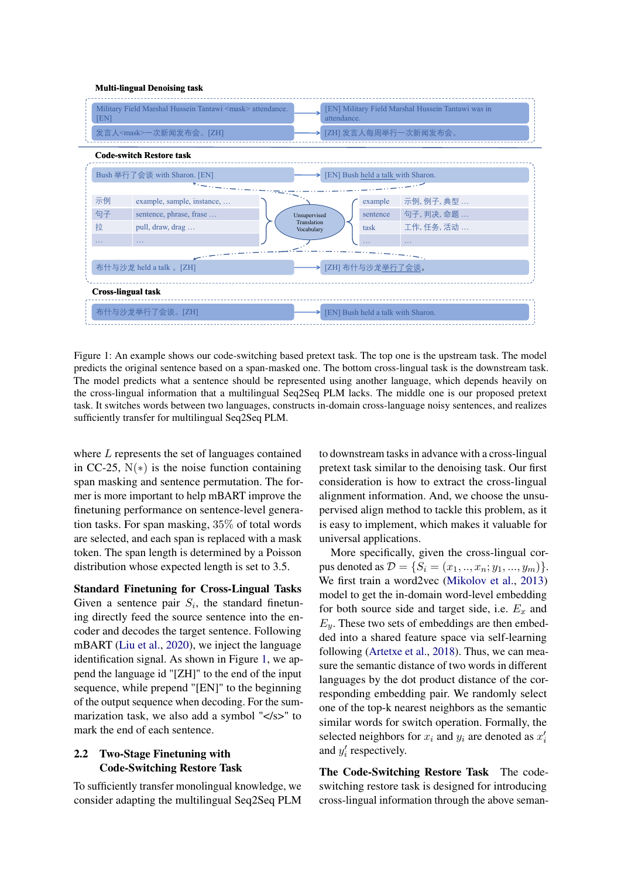**Multi-lingual Denoising task**

| Input | Output |
|---|---|
| Military Field Marshal Hussein Tantawi <mask> attendance. [EN] | [EN] Military Field Marshal Hussein Tantawi was in attendance. |
| 发言人<mask>一次新闻发布会。[ZH] | [ZH] 发言人每周举行一次新闻发布会。 |

**Code-switch Restore task**

| Input | Output |
|---|---|
| Bush 举行了会谈 with Sharon. [EN] | [EN] Bush held a talk with Sharon. |

Unsupervised Translation Vocabulary

| ZH | EN candidates |
|---|---|
| 示例 | example, sample, instance, … |
| 句子 | sentence, phrase, frase … |
| 拉 | pull, draw, drag … |
| … | … |

| EN | ZH candidates |
|---|---|
| example | 示例, 例子, 典型 … |
| sentence | 句子, 判决, 命题 … |
| task | 工作, 任务, 活动 … |
| … | … |

| Input | Output |
|---|---|
| 布什与沙龙 held a talk 。[ZH] | [ZH] 布什与沙龙举行了会谈。 |

**Cross-lingual task**

| Input | Output |
|---|---|
| 布什与沙龙举行了会谈。[ZH] | [EN] Bush held a talk with Sharon. |

Figure 1: An example shows our code-switching based pretext task. The top one is the upstream task. The model predicts the original sentence based on a span-masked one. The bottom cross-lingual task is the downstream task. The model predicts what a sentence should be represented using another language, which depends heavily on the cross-lingual information that a multilingual Seq2Seq PLM lacks. The middle one is our proposed pretext task. It switches words between two languages, constructs in-domain cross-language noisy sentences, and realizes sufficiently transfer for multilingual Seq2Seq PLM.

where $L$ represents the set of languages contained in CC-25, $\mathrm{N}(*)$ is the noise function containing span masking and sentence permutation. The former is more important to help mBART improve the finetuning performance on sentence-level generation tasks. For span masking, 35% of total words are selected, and each span is replaced with a mask token. The span length is determined by a Poisson distribution whose expected length is set to 3.5.

**Standard Finetuning for Cross-Lingual Tasks** Given a sentence pair $S_i$, the standard finetuning directly feed the source sentence into the encoder and decodes the target sentence. Following mBART (Liu et al., 2020), we inject the language identification signal. As shown in Figure 1, we append the language id "[ZH]" to the end of the input sequence, while prepend "[EN]" to the beginning of the output sequence when decoding. For the summarization task, we also add a symbol "</s>" to mark the end of each sentence.

## 2.2 Two-Stage Finetuning with Code-Switching Restore Task

To sufficiently transfer monolingual knowledge, we consider adapting the multilingual Seq2Seq PLM to downstream tasks in advance with a cross-lingual pretext task similar to the denoising task. Our first consideration is how to extract the cross-lingual alignment information. And, we choose the unsupervised align method to tackle this problem, as it is easy to implement, which makes it valuable for universal applications.

More specifically, given the cross-lingual corpus denoted as $\mathcal{D} = \{S_i = (x_1, .., x_n; y_1, ..., y_m)\}$. We first train a word2vec (Mikolov et al., 2013) model to get the in-domain word-level embedding for both source side and target side, i.e. $E_x$ and $E_y$. These two sets of embeddings are then embedded into a shared feature space via self-learning following (Artetxe et al., 2018). Thus, we can measure the semantic distance of two words in different languages by the dot product distance of the corresponding embedding pair. We randomly select one of the top-k nearest neighbors as the semantic similar words for switch operation. Formally, the selected neighbors for $x_i$ and $y_i$ are denoted as $x_i'$ and $y_i'$ respectively.

**The Code-Switching Restore Task** The code-switching restore task is designed for introducing cross-lingual information through the above seman-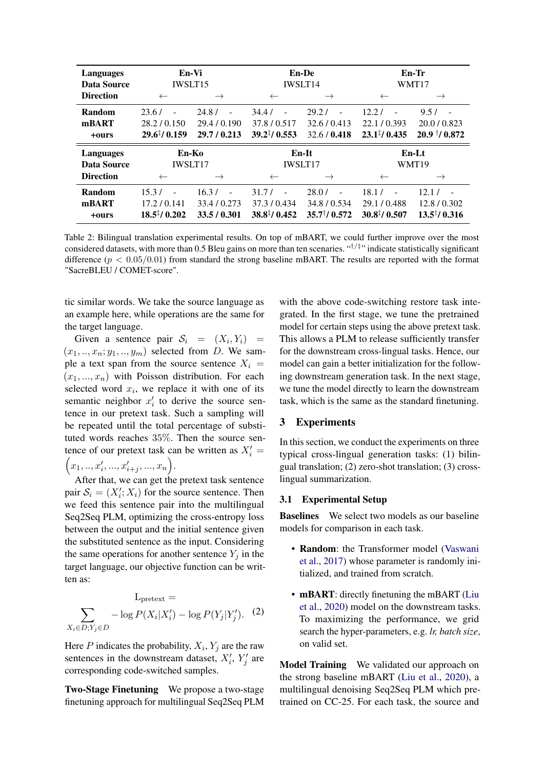| Languages | En-Vi | | En-De | | En-Tr | |
|---|---|---|---|---|---|---|
| Data Source | IWSLT15 | | IWSLT14 | | WMT17 | |
| Direction | ← | → | ← | → | ← | → |
| Random | 23.6 / - | 24.8 / - | 34.4 / - | 29.2 / - | 12.2 / - | 9.5 / - |
| mBART | 28.2 / 0.150 | 29.4 / 0.190 | 37.8 / 0.517 | 32.6 / 0.413 | 22.1 / 0.393 | 20.0 / 0.823 |
| +ours | **29.6**$^{\ddagger}$**/ 0.159** | **29.7 / 0.213** | **39.2**$^{\ddagger}$**/ 0.553** | 32.6 / **0.418** | **23.1**$^{\ddagger}$**/ 0.435** | **20.9** $^{\dagger}$**/ 0.872** |

| Languages | En-Ko | | En-It | | En-Lt | |
|---|---|---|---|---|---|---|
| Data Source | IWSLT17 | | IWSLT17 | | WMT19 | |
| Direction | ← | → | ← | → | ← | → |
| Random | 15.3 / - | 16.3 / - | 31.7 / - | 28.0 / - | 18.1 / - | 12.1 / - |
| mBART | 17.2 / 0.141 | 33.4 / 0.273 | 37.3 / 0.434 | 34.8 / 0.534 | 29.1 / 0.488 | 12.8 / 0.302 |
| +ours | **18.5**$^{\ddagger}$**/ 0.202** | **33.5 / 0.301** | **38.8**$^{\ddagger}$**/ 0.452** | **35.7**$^{\dagger}$**/ 0.572** | **30.8**$^{\ddagger}$**/ 0.507** | **13.5**$^{\dagger}$**/ 0.316** |

Table 2: Bilingual translation experimental results. On top of mBART, we could further improve over the most considered datasets, with more than 0.5 Bleu gains on more than ten scenarios. "$^{\dagger/\ddagger}$" indicate statistically significant difference ($p < 0.05/0.01$) from standard the strong baseline mBART. The results are reported with the format "SacreBLEU / COMET-score".

tic similar words. We take the source language as an example here, while operations are the same for the target language.

Given a sentence pair $\mathcal{S}_i = (X_i, Y_i) = (x_1, .., x_n; y_1, .., y_m)$ selected from $D$. We sample a text span from the source sentence $X_i = (x_1, ..., x_n)$ with Poisson distribution. For each selected word $x_i$, we replace it with one of its semantic neighbor $x'_i$ to derive the source sentence in our pretext task. Such a sampling will be repeated until the total percentage of substituted words reaches 35%. Then the source sentence of our pretext task can be written as $X'_i = \Big(x_1, .., x'_i, ..., x'_{i+j}, ..., x_n\Big)$.

After that, we can get the pretext task sentence pair $\mathcal{S}_i = (X'_i; X_i)$ for the source sentence. Then we feed this sentence pair into the multilingual Seq2Seq PLM, optimizing the cross-entropy loss between the output and the initial sentence given the substituted sentence as the input. Considering the same operations for another sentence $Y_j$ in the target language, our objective function can be written as:

$$\mathrm{L}_{\text{pretext}} = \sum_{X_i \in D; Y_j \in D} -\log P(X_i|X'_i) - \log P(Y_j|Y'_j). \quad (2)$$

Here $P$ indicates the probability, $X_i$, $Y_j$ are the raw sentences in the downstream dataset, $X'_i$, $Y'_j$ are corresponding code-switched samples.

**Two-Stage Finetuning** We propose a two-stage finetuning approach for multilingual Seq2Seq PLM with the above code-switching restore task integrated. In the first stage, we tune the pretrained model for certain steps using the above pretext task. This allows a PLM to release sufficiently transfer for the downstream cross-lingual tasks. Hence, our model can gain a better initialization for the following downstream generation task. In the next stage, we tune the model directly to learn the downstream task, which is the same as the standard finetuning.

## 3 Experiments

In this section, we conduct the experiments on three typical cross-lingual generation tasks: (1) bilingual translation; (2) zero-shot translation; (3) cross-lingual summarization.

### 3.1 Experimental Setup

**Baselines** We select two models as our baseline models for comparison in each task.

- **Random**: the Transformer model (Vaswani et al., 2017) whose parameter is randomly initialized, and trained from scratch.
- **mBART**: directly finetuning the mBART (Liu et al., 2020) model on the downstream tasks. To maximizing the performance, we grid search the hyper-parameters, e.g. *lr, batch size*, on valid set.

**Model Training** We validated our approach on the strong baseline mBART (Liu et al., 2020), a multilingual denoising Seq2Seq PLM which pretrained on CC-25. For each task, the source and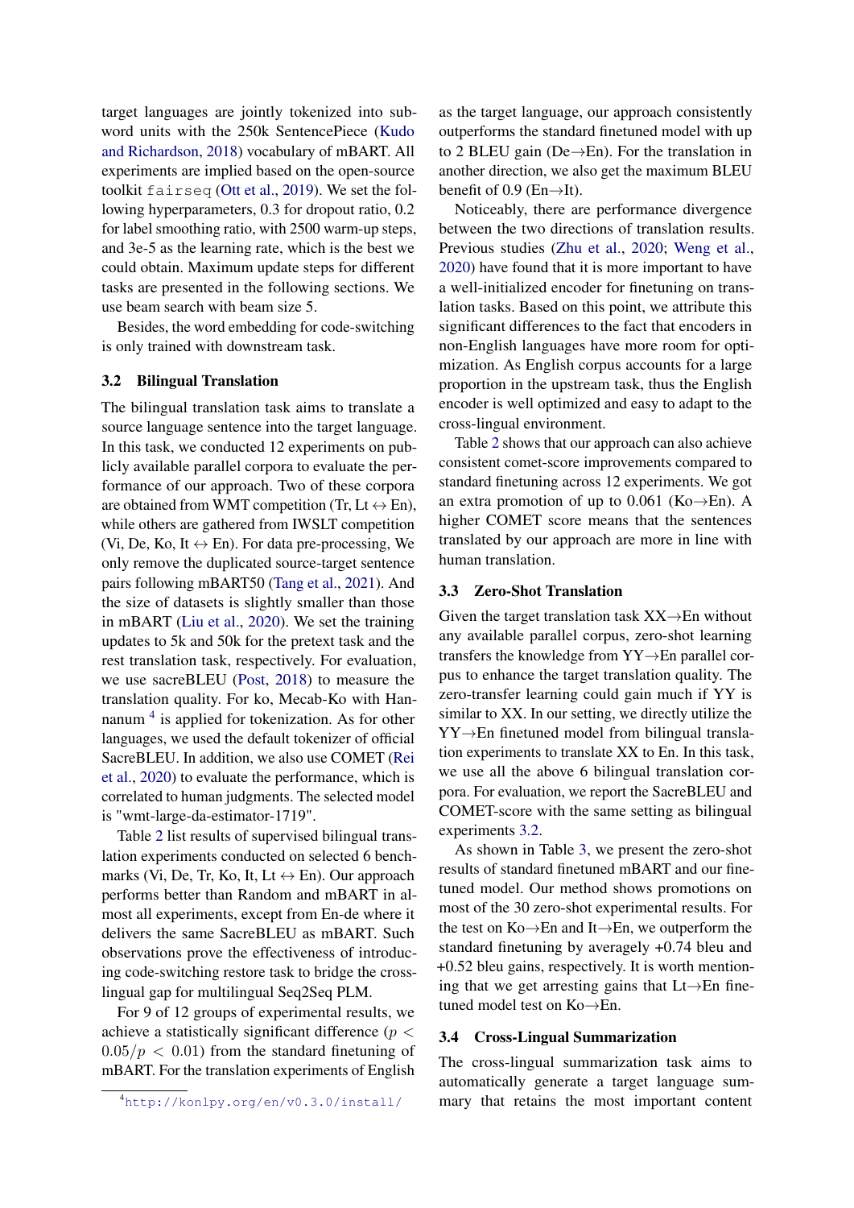target languages are jointly tokenized into sub-word units with the 250k SentencePiece (Kudo and Richardson, 2018) vocabulary of mBART. All experiments are implied based on the open-source toolkit `fairseq` (Ott et al., 2019). We set the following hyperparameters, 0.3 for dropout ratio, 0.2 for label smoothing ratio, with 2500 warm-up steps, and 3e-5 as the learning rate, which is the best we could obtain. Maximum update steps for different tasks are presented in the following sections. We use beam search with beam size 5.

Besides, the word embedding for code-switching is only trained with downstream task.

### 3.2 Bilingual Translation

The bilingual translation task aims to translate a source language sentence into the target language. In this task, we conducted 12 experiments on publicly available parallel corpora to evaluate the performance of our approach. Two of these corpora are obtained from WMT competition (Tr, Lt ↔ En), while others are gathered from IWSLT competition (Vi, De, Ko, It ↔ En). For data pre-processing, We only remove the duplicated source-target sentence pairs following mBART50 (Tang et al., 2021). And the size of datasets is slightly smaller than those in mBART (Liu et al., 2020). We set the training updates to 5k and 50k for the pretext task and the rest translation task, respectively. For evaluation, we use sacreBLEU (Post, 2018) to measure the translation quality. For ko, Mecab-Ko with Hannanum [4] is applied for tokenization. As for other languages, we used the default tokenizer of official SacreBLEU. In addition, we also use COMET (Rei et al., 2020) to evaluate the performance, which is correlated to human judgments. The selected model is "wmt-large-da-estimator-1719".

Table 2 list results of supervised bilingual translation experiments conducted on selected 6 benchmarks (Vi, De, Tr, Ko, It, Lt ↔ En). Our approach performs better than Random and mBART in almost all experiments, except from En-de where it delivers the same SacreBLEU as mBART. Such observations prove the effectiveness of introducing code-switching restore task to bridge the cross-lingual gap for multilingual Seq2Seq PLM.

For 9 of 12 groups of experimental results, we achieve a statistically significant difference ($p < 0.05/p < 0.01$) from the standard finetuning of mBART. For the translation experiments of English as the target language, our approach consistently outperforms the standard finetuned model with up to 2 BLEU gain (De→En). For the translation in another direction, we also get the maximum BLEU benefit of 0.9 (En→It).

Noticeably, there are performance divergence between the two directions of translation results. Previous studies (Zhu et al., 2020; Weng et al., 2020) have found that it is more important to have a well-initialized encoder for finetuning on translation tasks. Based on this point, we attribute this significant differences to the fact that encoders in non-English languages have more room for optimization. As English corpus accounts for a large proportion in the upstream task, thus the English encoder is well optimized and easy to adapt to the cross-lingual environment.

Table 2 shows that our approach can also achieve consistent comet-score improvements compared to standard finetuning across 12 experiments. We got an extra promotion of up to 0.061 (Ko→En). A higher COMET score means that the sentences translated by our approach are more in line with human translation.

### 3.3 Zero-Shot Translation

Given the target translation task XX→En without any available parallel corpus, zero-shot learning transfers the knowledge from YY→En parallel corpus to enhance the target translation quality. The zero-transfer learning could gain much if YY is similar to XX. In our setting, we directly utilize the YY→En finetuned model from bilingual translation experiments to translate XX to En. In this task, we use all the above 6 bilingual translation corpora. For evaluation, we report the SacreBLEU and COMET-score with the same setting as bilingual experiments 3.2.

As shown in Table 3, we present the zero-shot results of standard finetuned mBART and our finetuned model. Our method shows promotions on most of the 30 zero-shot experimental results. For the test on Ko→En and It→En, we outperform the standard finetuning by averagely +0.74 bleu and +0.52 bleu gains, respectively. It is worth mentioning that we get arresting gains that Lt→En finetuned model test on Ko→En.

### 3.4 Cross-Lingual Summarization

The cross-lingual summarization task aims to automatically generate a target language summary that retains the most important content

[4] http://konlpy.org/en/v0.3.0/install/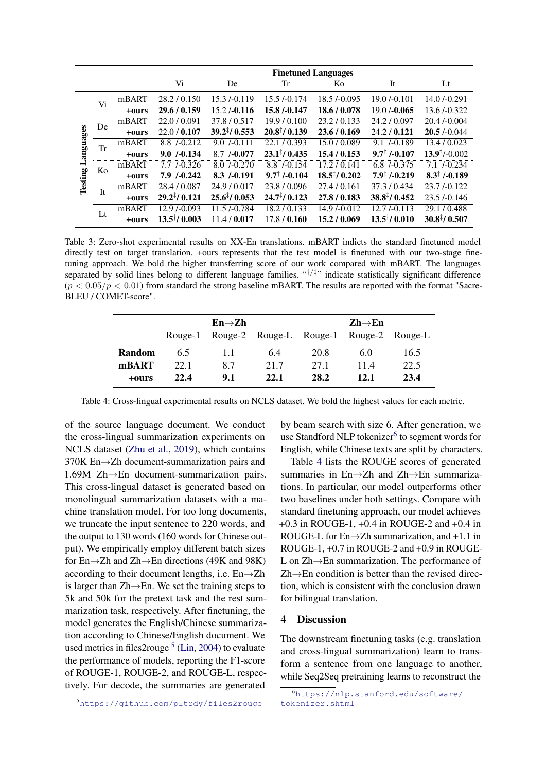| Testing Languages | | | Finetuned Languages | | | | | |
|---|---|---|---|---|---|---|---|---|
| | | | Vi | De | Tr | Ko | It | Lt |
| | Vi | mBART | 28.2 / 0.150 | 15.3 /-0.119 | 15.5 /-0.174 | 18.5 /-0.095 | 19.0 /-0.101 | 14.0 /-0.291 |
| | | +ours | **29.6 / 0.159** | 15.2 /**-0.116** | **15.8 /-0.147** | **18.6 / 0.078** | 19.0 /**-0.065** | 13.6 /-0.322 |
| | De | mBART | 22.0 / 0.091 | 37.8 / 0.517 | 19.9 / 0.100 | 23.2 / 0.133 | 24.2 / 0.097 | 20.4 /-0.004 |
| | | +ours | 22.0 / **0.107** | **39.2$^{‡}$/ 0.553** | **20.8$^{†}$/ 0.139** | **23.6 / 0.169** | 24.2 / **0.121** | **20.5** /-0.044 |
| | Tr | mBART | 8.8 /-0.212 | 9.0 /-0.111 | 22.1 / 0.393 | 15.0 / 0.089 | 9.1 /-0.189 | 13.4 / 0.023 |
| | | +ours | **9.0 /-0.134** | 8.7 /**-0.077** | **23.1$^{‡}$/ 0.435** | **15.4 / 0.153** | **9.7$^{†}$ /-0.107** | **13.9$^{†}$**/-0.002 |
| | Ko | mBART | 7.7 /-0.326 | 8.0 /-0.270 | 8.8 /-0.154 | 17.2 / 0.141 | 6.8 /-0.375 | 7.1 /-0.234 |
| | | +ours | **7.9 /-0.242** | **8.3 /-0.191** | **9.7$^{†}$ /-0.104** | **18.5$^{‡}$/ 0.202** | **7.9$^{‡}$ /-0.219** | **8.3$^{‡}$ /-0.189** |
| | It | mBART | 28.4 / 0.087 | 24.9 / 0.017 | 23.8 / 0.096 | 27.4 / 0.161 | 37.3 / 0.434 | 23.7 /-0.122 |
| | | +ours | **29.2$^{‡}$/ 0.121** | **25.6$^{‡}$/ 0.053** | **24.7$^{‡}$/ 0.123** | **27.8 / 0.183** | **38.8$^{‡}$/ 0.452** | 23.5 /-0.146 |
| | Lt | mBART | 12.9 /-0.093 | 11.5 /-0.784 | 18.2 / 0.133 | 14.9 /-0.012 | 12.7 /-0.113 | 29.1 / 0.488 |
| | | +ours | **13.5$^{†}$/ 0.003** | 11.4 / **0.017** | 17.8 / **0.160** | **15.2 / 0.069** | **13.5$^{†}$/ 0.010** | **30.8$^{‡}$/ 0.507** |

Table 3: Zero-shot experimental results on XX-En translations. mBART indicts the standard finetuned model directly test on target translation. +ours represents that the test model is finetuned with our two-stage finetuning approach. We bold the higher transferring score of our work compared with mBART. The languages separated by solid lines belong to different language families. "$^{†/‡}$" indicate statistically significant difference ($p < 0.05/p < 0.01$) from standard the strong baseline mBART. The results are reported with the format "SacreBLEU / COMET-score".

| | En→Zh | | | Zh→En | | |
|---|---|---|---|---|---|---|
| | Rouge-1 | Rouge-2 | Rouge-L | Rouge-1 | Rouge-2 | Rouge-L |
| **Random** | 6.5 | 1.1 | 6.4 | 20.8 | 6.0 | 16.5 |
| **mBART** | 22.1 | 8.7 | 21.7 | 27.1 | 11.4 | 22.5 |
| **+ours** | **22.4** | **9.1** | **22.1** | **28.2** | **12.1** | **23.4** |

Table 4: Cross-lingual experimental results on NCLS dataset. We bold the highest values for each metric.

of the source language document. We conduct the cross-lingual summarization experiments on NCLS dataset (Zhu et al., 2019), which contains 370K En→Zh document-summarization pairs and 1.69M Zh→En document-summarization pairs. This cross-lingual dataset is generated based on monolingual summarization datasets with a machine translation model. For too long documents, we truncate the input sentence to 220 words, and the output to 130 words (160 words for Chinese output). We empirically employ different batch sizes for En→Zh and Zh→En directions (49K and 98K) according to their document lengths, i.e. En→Zh is larger than Zh→En. We set the training steps to 5k and 50k for the pretext task and the rest summarization task, respectively. After finetuning, the model generates the English/Chinese summarization according to Chinese/English document. We used metrics in files2rouge [5] (Lin, 2004) to evaluate the performance of models, reporting the F1-score of ROUGE-1, ROUGE-2, and ROUGE-L, respectively. For decode, the summaries are generated by beam search with size 6. After generation, we use Standford NLP tokenizer[6] to segment words for English, while Chinese texts are split by characters.

Table 4 lists the ROUGE scores of generated summaries in En→Zh and Zh→En summarizations. In particular, our model outperforms other two baselines under both settings. Compare with standard finetuning approach, our model achieves +0.3 in ROUGE-1, +0.4 in ROUGE-2 and +0.4 in ROUGE-L for En→Zh summarization, and +1.1 in ROUGE-1, +0.7 in ROUGE-2 and +0.9 in ROUGE-L on Zh→En summarization. The performance of Zh→En condition is better than the revised direction, which is consistent with the conclusion drawn for bilingual translation.

## 4 Discussion

The downstream finetuning tasks (e.g. translation and cross-lingual summarization) learn to transform a sentence from one language to another, while Seq2Seq pretraining learns to reconstruct the

[5] https://github.com/pltrdy/files2rouge

[6] https://nlp.stanford.edu/software/tokenizer.shtml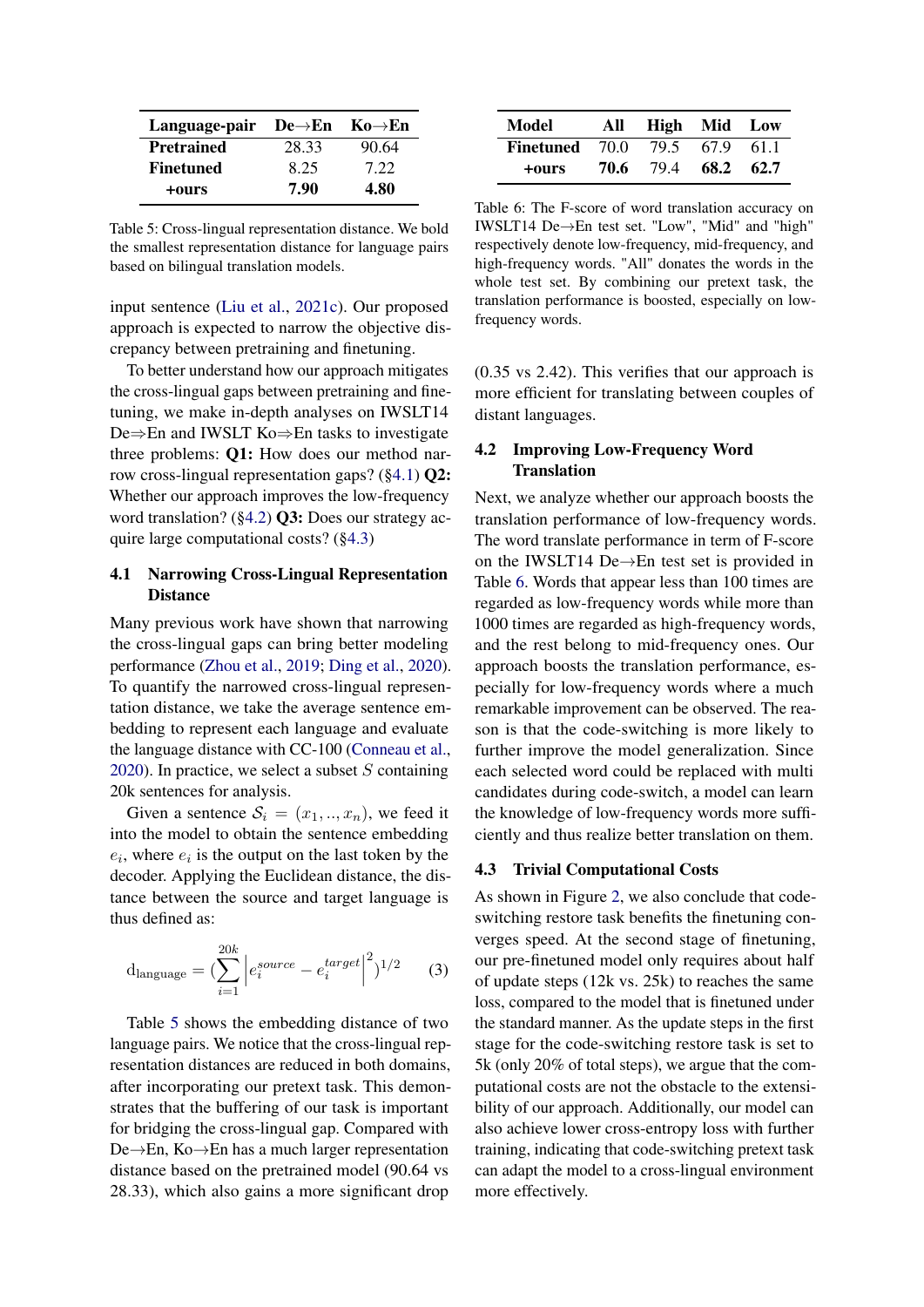| Language-pair | De→En | Ko→En |
|---|---|---|
| **Pretrained** | 28.33 | 90.64 |
| **Finetuned** | 8.25 | 7.22 |
| **+ours** | **7.90** | **4.80** |

Table 5: Cross-lingual representation distance. We bold the smallest representation distance for language pairs based on bilingual translation models.

input sentence (Liu et al., 2021c). Our proposed approach is expected to narrow the objective discrepancy between pretraining and finetuning.

To better understand how our approach mitigates the cross-lingual gaps between pretraining and finetuning, we make in-depth analyses on IWSLT14 De⇒En and IWSLT Ko⇒En tasks to investigate three problems: **Q1:** How does our method narrow cross-lingual representation gaps? (§4.1) **Q2:** Whether our approach improves the low-frequency word translation? (§4.2) **Q3:** Does our strategy acquire large computational costs? (§4.3)

## 4.1 Narrowing Cross-Lingual Representation Distance

Many previous work have shown that narrowing the cross-lingual gaps can bring better modeling performance (Zhou et al., 2019; Ding et al., 2020). To quantify the narrowed cross-lingual representation distance, we take the average sentence embedding to represent each language and evaluate the language distance with CC-100 (Conneau et al., 2020). In practice, we select a subset $S$ containing 20k sentences for analysis.

Given a sentence $\mathcal{S}_i = (x_1, .., x_n)$, we feed it into the model to obtain the sentence embedding $e_i$, where $e_i$ is the output on the last token by the decoder. Applying the Euclidean distance, the distance between the source and target language is thus defined as:

$$\mathrm{d}_{\text{language}} = (\sum_{i=1}^{20k} \left| e_i^{source} - e_i^{target} \right|^2)^{1/2} \quad (3)$$

Table 5 shows the embedding distance of two language pairs. We notice that the cross-lingual representation distances are reduced in both domains, after incorporating our pretext task. This demonstrates that the buffering of our task is important for bridging the cross-lingual gap. Compared with De→En, Ko→En has a much larger representation distance based on the pretrained model (90.64 vs 28.33), which also gains a more significant drop (0.35 vs 2.42). This verifies that our approach is more efficient for translating between couples of distant languages.

| Model | All | High | Mid | Low |
|---|---|---|---|---|
| **Finetuned** | 70.0 | 79.5 | 67.9 | 61.1 |
| **+ours** | **70.6** | 79.4 | **68.2** | **62.7** |

Table 6: The F-score of word translation accuracy on IWSLT14 De→En test set. "Low", "Mid" and "high" respectively denote low-frequency, mid-frequency, and high-frequency words. "All" donates the words in the whole test set. By combining our pretext task, the translation performance is boosted, especially on low-frequency words.

## 4.2 Improving Low-Frequency Word Translation

Next, we analyze whether our approach boosts the translation performance of low-frequency words. The word translate performance in term of F-score on the IWSLT14 De→En test set is provided in Table 6. Words that appear less than 100 times are regarded as low-frequency words while more than 1000 times are regarded as high-frequency words, and the rest belong to mid-frequency ones. Our approach boosts the translation performance, especially for low-frequency words where a much remarkable improvement can be observed. The reason is that the code-switching is more likely to further improve the model generalization. Since each selected word could be replaced with multi candidates during code-switch, a model can learn the knowledge of low-frequency words more sufficiently and thus realize better translation on them.

## 4.3 Trivial Computational Costs

As shown in Figure 2, we also conclude that code-switching restore task benefits the finetuning converges speed. At the second stage of finetuning, our pre-finetuned model only requires about half of update steps (12k vs. 25k) to reaches the same loss, compared to the model that is finetuned under the standard manner. As the update steps in the first stage for the code-switching restore task is set to 5k (only 20% of total steps), we argue that the computational costs are not the obstacle to the extensibility of our approach. Additionally, our model can also achieve lower cross-entropy loss with further training, indicating that code-switching pretext task can adapt the model to a cross-lingual environment more effectively.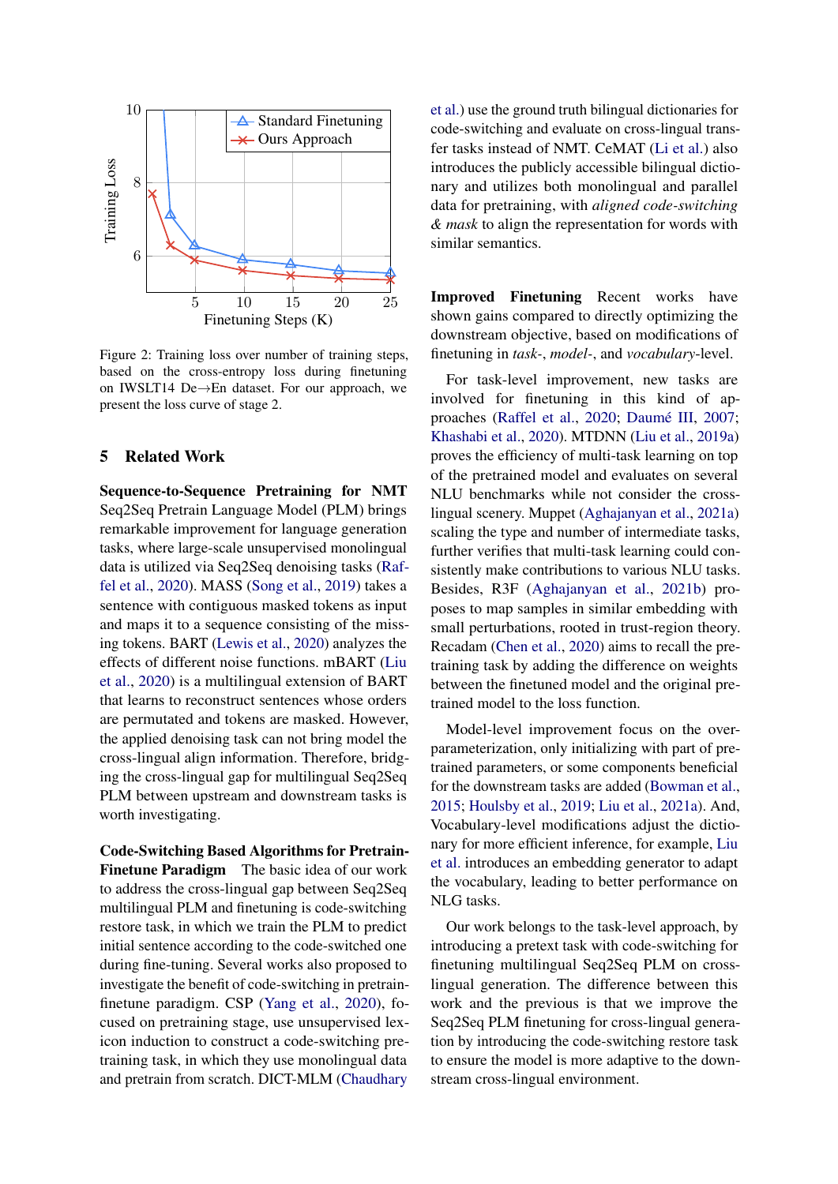Figure 2: Training loss over number of training steps, based on the cross-entropy loss during finetuning on IWSLT14 De→En dataset. For our approach, we present the loss curve of stage 2.

## 5 Related Work

**Sequence-to-Sequence Pretraining for NMT** Seq2Seq Pretrain Language Model (PLM) brings remarkable improvement for language generation tasks, where large-scale unsupervised monolingual data is utilized via Seq2Seq denoising tasks (Raffel et al., 2020). MASS (Song et al., 2019) takes a sentence with contiguous masked tokens as input and maps it to a sequence consisting of the missing tokens. BART (Lewis et al., 2020) analyzes the effects of different noise functions. mBART (Liu et al., 2020) is a multilingual extension of BART that learns to reconstruct sentences whose orders are permutated and tokens are masked. However, the applied denoising task can not bring model the cross-lingual align information. Therefore, bridging the cross-lingual gap for multilingual Seq2Seq PLM between upstream and downstream tasks is worth investigating.

**Code-Switching Based Algorithms for Pretrain-Finetune Paradigm** The basic idea of our work to address the cross-lingual gap between Seq2Seq multilingual PLM and finetuning is code-switching restore task, in which we train the PLM to predict initial sentence according to the code-switched one during fine-tuning. Several works also proposed to investigate the benefit of code-switching in pretrain-finetune paradigm. CSP (Yang et al., 2020), focused on pretraining stage, use unsupervised lexicon induction to construct a code-switching pretraining task, in which they use monolingual data and pretrain from scratch. DICT-MLM (Chaudhary et al.) use the ground truth bilingual dictionaries for code-switching and evaluate on cross-lingual transfer tasks instead of NMT. CeMAT (Li et al.) also introduces the publicly accessible bilingual dictionary and utilizes both monolingual and parallel data for pretraining, with *aligned code-switching & mask* to align the representation for words with similar semantics.

**Improved Finetuning** Recent works have shown gains compared to directly optimizing the downstream objective, based on modifications of finetuning in *task-*, *model-*, and *vocabulary*-level.

For task-level improvement, new tasks are involved for finetuning in this kind of approaches (Raffel et al., 2020; Daumé III, 2007; Khashabi et al., 2020). MTDNN (Liu et al., 2019a) proves the efficiency of multi-task learning on top of the pretrained model and evaluates on several NLU benchmarks while not consider the cross-lingual scenery. Muppet (Aghajanyan et al., 2021a) scaling the type and number of intermediate tasks, further verifies that multi-task learning could consistently make contributions to various NLU tasks. Besides, R3F (Aghajanyan et al., 2021b) proposes to map samples in similar embedding with small perturbations, rooted in trust-region theory. Recadam (Chen et al., 2020) aims to recall the pretraining task by adding the difference on weights between the finetuned model and the original pretrained model to the loss function.

Model-level improvement focus on the over-parameterization, only initializing with part of pretrained parameters, or some components beneficial for the downstream tasks are added (Bowman et al., 2015; Houlsby et al., 2019; Liu et al., 2021a). And, Vocabulary-level modifications adjust the dictionary for more efficient inference, for example, Liu et al. introduces an embedding generator to adapt the vocabulary, leading to better performance on NLG tasks.

Our work belongs to the task-level approach, by introducing a pretext task with code-switching for finetuning multilingual Seq2Seq PLM on cross-lingual generation. The difference between this work and the previous is that we improve the Seq2Seq PLM finetuning for cross-lingual generation by introducing the code-switching restore task to ensure the model is more adaptive to the downstream cross-lingual environment.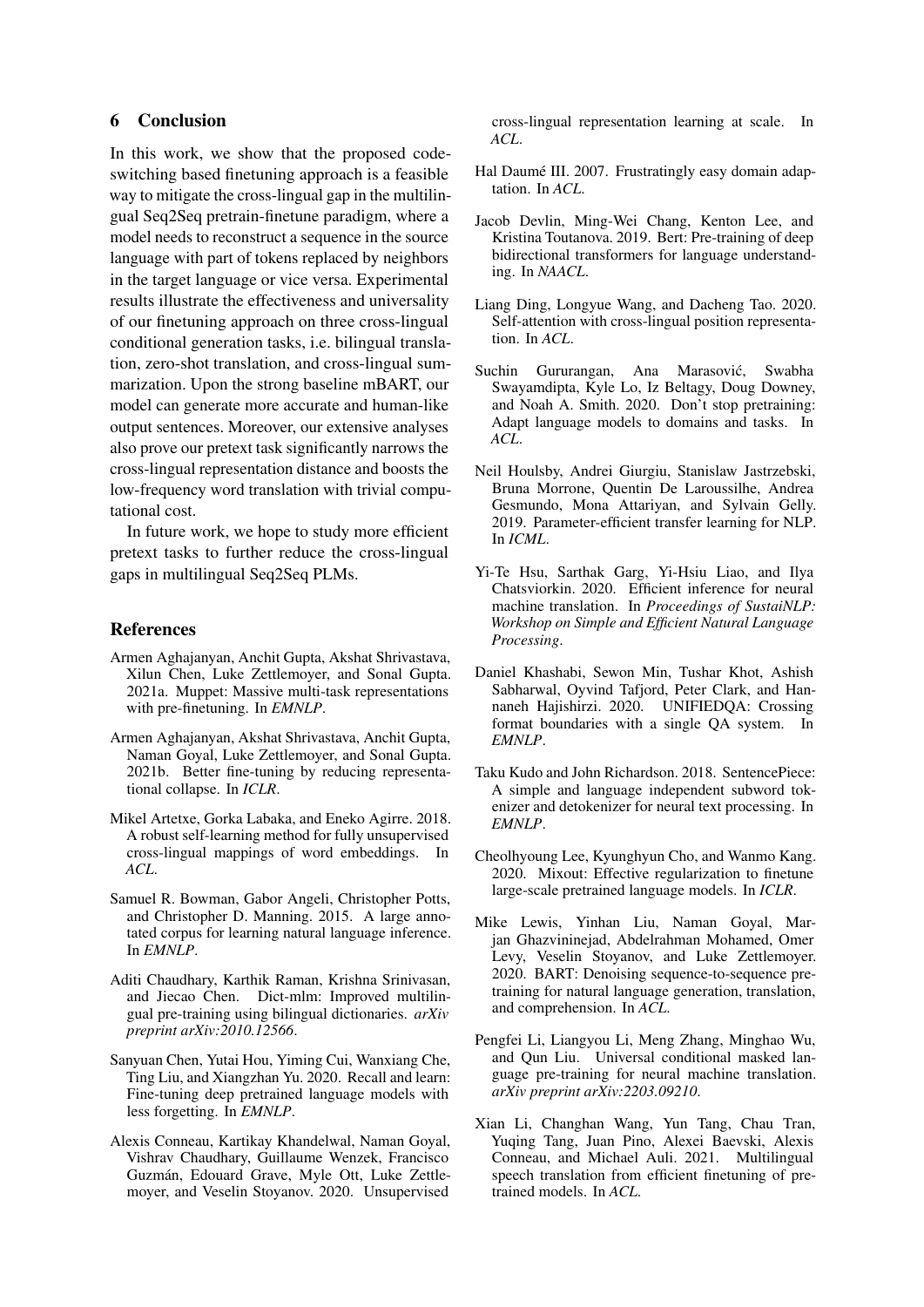## 6 Conclusion

In this work, we show that the proposed code-switching based finetuning approach is a feasible way to mitigate the cross-lingual gap in the multilingual Seq2Seq pretrain-finetune paradigm, where a model needs to reconstruct a sequence in the source language with part of tokens replaced by neighbors in the target language or vice versa. Experimental results illustrate the effectiveness and universality of our finetuning approach on three cross-lingual conditional generation tasks, i.e. bilingual translation, zero-shot translation, and cross-lingual summarization. Upon the strong baseline mBART, our model can generate more accurate and human-like output sentences. Moreover, our extensive analyses also prove our pretext task significantly narrows the cross-lingual representation distance and boosts the low-frequency word translation with trivial computational cost.

In future work, we hope to study more efficient pretext tasks to further reduce the cross-lingual gaps in multilingual Seq2Seq PLMs.

## References

Armen Aghajanyan, Anchit Gupta, Akshat Shrivastava, Xilun Chen, Luke Zettlemoyer, and Sonal Gupta. 2021a. Muppet: Massive multi-task representations with pre-finetuning. In *EMNLP*.

Armen Aghajanyan, Akshat Shrivastava, Anchit Gupta, Naman Goyal, Luke Zettlemoyer, and Sonal Gupta. 2021b. Better fine-tuning by reducing representational collapse. In *ICLR*.

Mikel Artetxe, Gorka Labaka, and Eneko Agirre. 2018. A robust self-learning method for fully unsupervised cross-lingual mappings of word embeddings. In *ACL*.

Samuel R. Bowman, Gabor Angeli, Christopher Potts, and Christopher D. Manning. 2015. A large annotated corpus for learning natural language inference. In *EMNLP*.

Aditi Chaudhary, Karthik Raman, Krishna Srinivasan, and Jiecao Chen. Dict-mlm: Improved multilingual pre-training using bilingual dictionaries. *arXiv preprint arXiv:2010.12566*.

Sanyuan Chen, Yutai Hou, Yiming Cui, Wanxiang Che, Ting Liu, and Xiangzhan Yu. 2020. Recall and learn: Fine-tuning deep pretrained language models with less forgetting. In *EMNLP*.

Alexis Conneau, Kartikay Khandelwal, Naman Goyal, Vishrav Chaudhary, Guillaume Wenzek, Francisco Guzmán, Edouard Grave, Myle Ott, Luke Zettlemoyer, and Veselin Stoyanov. 2020. Unsupervised cross-lingual representation learning at scale. In *ACL*.

Hal Daumé III. 2007. Frustratingly easy domain adaptation. In *ACL*.

Jacob Devlin, Ming-Wei Chang, Kenton Lee, and Kristina Toutanova. 2019. Bert: Pre-training of deep bidirectional transformers for language understanding. In *NAACL*.

Liang Ding, Longyue Wang, and Dacheng Tao. 2020. Self-attention with cross-lingual position representation. In *ACL*.

Suchin Gururangan, Ana Marasović, Swabha Swayamdipta, Kyle Lo, Iz Beltagy, Doug Downey, and Noah A. Smith. 2020. Don't stop pretraining: Adapt language models to domains and tasks. In *ACL*.

Neil Houlsby, Andrei Giurgiu, Stanislaw Jastrzebski, Bruna Morrone, Quentin De Laroussilhe, Andrea Gesmundo, Mona Attariyan, and Sylvain Gelly. 2019. Parameter-efficient transfer learning for NLP. In *ICML*.

Yi-Te Hsu, Sarthak Garg, Yi-Hsiu Liao, and Ilya Chatsviorkin. 2020. Efficient inference for neural machine translation. In *Proceedings of SustaiNLP: Workshop on Simple and Efficient Natural Language Processing*.

Daniel Khashabi, Sewon Min, Tushar Khot, Ashish Sabharwal, Oyvind Tafjord, Peter Clark, and Hannaneh Hajishirzi. 2020. UNIFIEDQA: Crossing format boundaries with a single QA system. In *EMNLP*.

Taku Kudo and John Richardson. 2018. SentencePiece: A simple and language independent subword tokenizer and detokenizer for neural text processing. In *EMNLP*.

Cheolhyoung Lee, Kyunghyun Cho, and Wanmo Kang. 2020. Mixout: Effective regularization to finetune large-scale pretrained language models. In *ICLR*.

Mike Lewis, Yinhan Liu, Naman Goyal, Marjan Ghazvininejad, Abdelrahman Mohamed, Omer Levy, Veselin Stoyanov, and Luke Zettlemoyer. 2020. BART: Denoising sequence-to-sequence pre-training for natural language generation, translation, and comprehension. In *ACL*.

Pengfei Li, Liangyou Li, Meng Zhang, Minghao Wu, and Qun Liu. Universal conditional masked language pre-training for neural machine translation. *arXiv preprint arXiv:2203.09210*.

Xian Li, Changhan Wang, Yun Tang, Chau Tran, Yuqing Tang, Juan Pino, Alexei Baevski, Alexis Conneau, and Michael Auli. 2021. Multilingual speech translation from efficient finetuning of pretrained models. In *ACL*.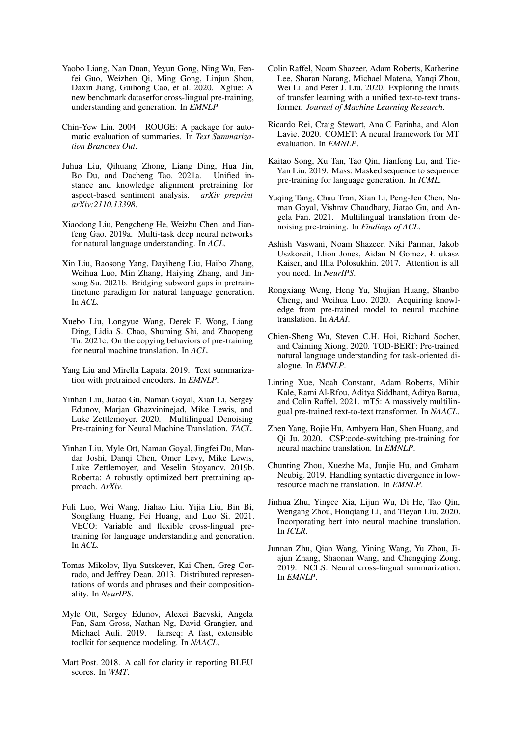Yaobo Liang, Nan Duan, Yeyun Gong, Ning Wu, Fenfei Guo, Weizhen Qi, Ming Gong, Linjun Shou, Daxin Jiang, Guihong Cao, et al. 2020. Xglue: A new benchmark datasetfor cross-lingual pre-training, understanding and generation. In *EMNLP*.

Chin-Yew Lin. 2004. ROUGE: A package for automatic evaluation of summaries. In *Text Summarization Branches Out*.

Juhua Liu, Qihuang Zhong, Liang Ding, Hua Jin, Bo Du, and Dacheng Tao. 2021a. Unified instance and knowledge alignment pretraining for aspect-based sentiment analysis. *arXiv preprint arXiv:2110.13398*.

Xiaodong Liu, Pengcheng He, Weizhu Chen, and Jianfeng Gao. 2019a. Multi-task deep neural networks for natural language understanding. In *ACL*.

Xin Liu, Baosong Yang, Dayiheng Liu, Haibo Zhang, Weihua Luo, Min Zhang, Haiying Zhang, and Jinsong Su. 2021b. Bridging subword gaps in pretrainfinetune paradigm for natural language generation. In *ACL*.

Xuebo Liu, Longyue Wang, Derek F. Wong, Liang Ding, Lidia S. Chao, Shuming Shi, and Zhaopeng Tu. 2021c. On the copying behaviors of pre-training for neural machine translation. In *ACL*.

Yang Liu and Mirella Lapata. 2019. Text summarization with pretrained encoders. In *EMNLP*.

Yinhan Liu, Jiatao Gu, Naman Goyal, Xian Li, Sergey Edunov, Marjan Ghazvininejad, Mike Lewis, and Luke Zettlemoyer. 2020. Multilingual Denoising Pre-training for Neural Machine Translation. *TACL*.

Yinhan Liu, Myle Ott, Naman Goyal, Jingfei Du, Mandar Joshi, Danqi Chen, Omer Levy, Mike Lewis, Luke Zettlemoyer, and Veselin Stoyanov. 2019b. Roberta: A robustly optimized bert pretraining approach. *ArXiv*.

Fuli Luo, Wei Wang, Jiahao Liu, Yijia Liu, Bin Bi, Songfang Huang, Fei Huang, and Luo Si. 2021. VECO: Variable and flexible cross-lingual pretraining for language understanding and generation. In *ACL*.

Tomas Mikolov, Ilya Sutskever, Kai Chen, Greg Corrado, and Jeffrey Dean. 2013. Distributed representations of words and phrases and their compositionality. In *NeurIPS*.

Myle Ott, Sergey Edunov, Alexei Baevski, Angela Fan, Sam Gross, Nathan Ng, David Grangier, and Michael Auli. 2019. fairseq: A fast, extensible toolkit for sequence modeling. In *NAACL*.

Matt Post. 2018. A call for clarity in reporting BLEU scores. In *WMT*.

Colin Raffel, Noam Shazeer, Adam Roberts, Katherine Lee, Sharan Narang, Michael Matena, Yanqi Zhou, Wei Li, and Peter J. Liu. 2020. Exploring the limits of transfer learning with a unified text-to-text transformer. *Journal of Machine Learning Research*.

Ricardo Rei, Craig Stewart, Ana C Farinha, and Alon Lavie. 2020. COMET: A neural framework for MT evaluation. In *EMNLP*.

Kaitao Song, Xu Tan, Tao Qin, Jianfeng Lu, and Tie-Yan Liu. 2019. Mass: Masked sequence to sequence pre-training for language generation. In *ICML*.

Yuqing Tang, Chau Tran, Xian Li, Peng-Jen Chen, Naman Goyal, Vishrav Chaudhary, Jiatao Gu, and Angela Fan. 2021. Multilingual translation from denoising pre-training. In *Findings of ACL*.

Ashish Vaswani, Noam Shazeer, Niki Parmar, Jakob Uszkoreit, Llion Jones, Aidan N Gomez, Ł ukasz Kaiser, and Illia Polosukhin. 2017. Attention is all you need. In *NeurIPS*.

Rongxiang Weng, Heng Yu, Shujian Huang, Shanbo Cheng, and Weihua Luo. 2020. Acquiring knowledge from pre-trained model to neural machine translation. In *AAAI*.

Chien-Sheng Wu, Steven C.H. Hoi, Richard Socher, and Caiming Xiong. 2020. TOD-BERT: Pre-trained natural language understanding for task-oriented dialogue. In *EMNLP*.

Linting Xue, Noah Constant, Adam Roberts, Mihir Kale, Rami Al-Rfou, Aditya Siddhant, Aditya Barua, and Colin Raffel. 2021. mT5: A massively multilingual pre-trained text-to-text transformer. In *NAACL*.

Zhen Yang, Bojie Hu, Ambyera Han, Shen Huang, and Qi Ju. 2020. CSP:code-switching pre-training for neural machine translation. In *EMNLP*.

Chunting Zhou, Xuezhe Ma, Junjie Hu, and Graham Neubig. 2019. Handling syntactic divergence in low-resource machine translation. In *EMNLP*.

Jinhua Zhu, Yingce Xia, Lijun Wu, Di He, Tao Qin, Wengang Zhou, Houqiang Li, and Tieyan Liu. 2020. Incorporating bert into neural machine translation. In *ICLR*.

Junnan Zhu, Qian Wang, Yining Wang, Yu Zhou, Jiajun Zhang, Shaonan Wang, and Chengqing Zong. 2019. NCLS: Neural cross-lingual summarization. In *EMNLP*.